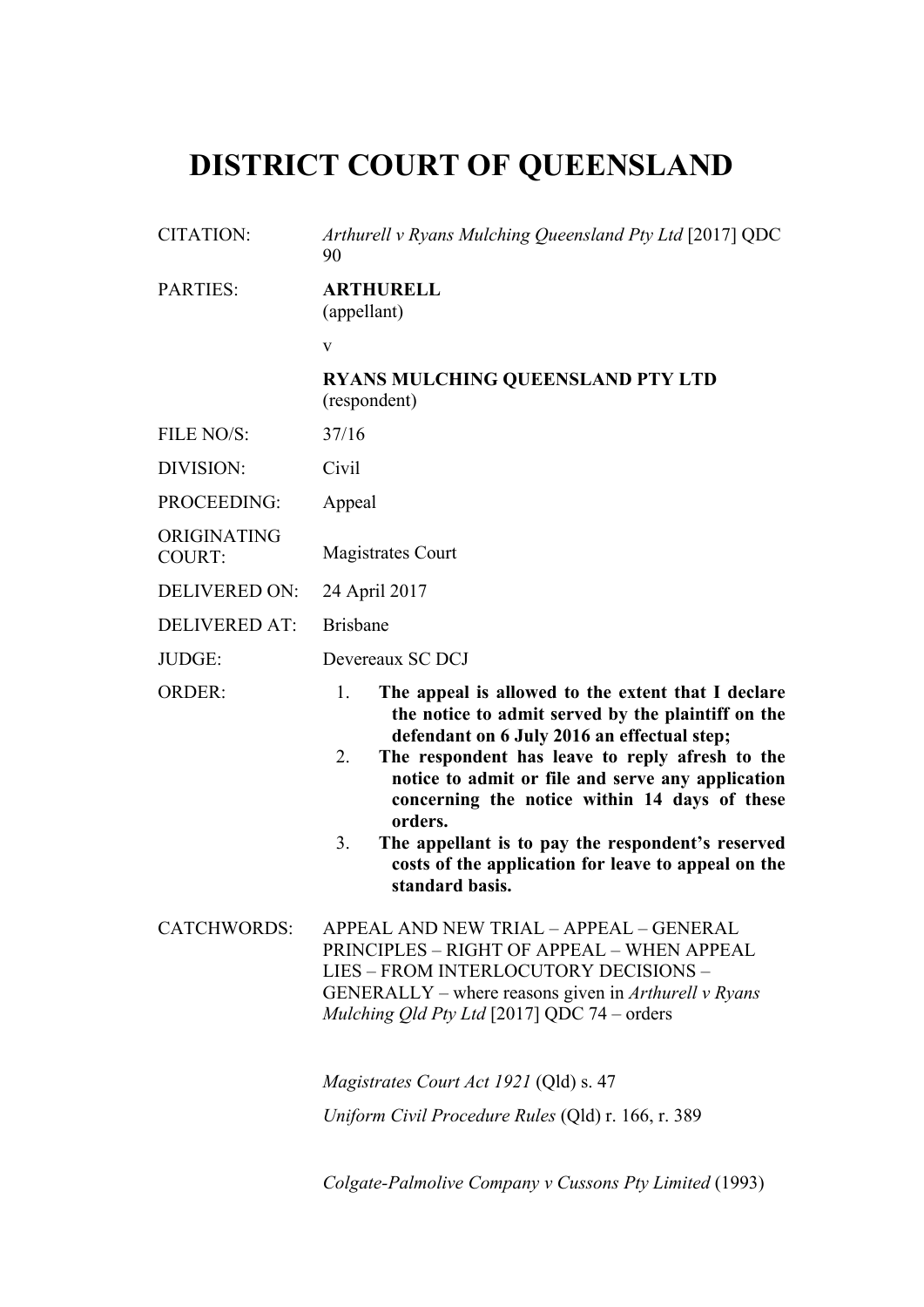# DISTRICT COURT OF QUEENSLAND

| | |
|---|---|
| CITATION: | *Arthurell v Ryans Mulching Queensland Pty Ltd* [2017] QDC 90 |
| PARTIES: | **ARTHURELL** (appellant) v **RYANS MULCHING QUEENSLAND PTY LTD** (respondent) |
| FILE NO/S: | 37/16 |
| DIVISION: | Civil |
| PROCEEDING: | Appeal |
| ORIGINATING COURT: | Magistrates Court |
| DELIVERED ON: | 24 April 2017 |
| DELIVERED AT: | Brisbane |
| JUDGE: | Devereaux SC DCJ |
| ORDER: | 1. **The appeal is allowed to the extent that I declare the notice to admit served by the plaintiff on the defendant on 6 July 2016 an effectual step;** 2. **The respondent has leave to reply afresh to the notice to admit or file and serve any application concerning the notice within 14 days of these orders.** 3. **The appellant is to pay the respondent's reserved costs of the application for leave to appeal on the standard basis.** |
| CATCHWORDS: | APPEAL AND NEW TRIAL – APPEAL – GENERAL PRINCIPLES – RIGHT OF APPEAL – WHEN APPEAL LIES – FROM INTERLOCUTORY DECISIONS – GENERALLY – where reasons given in *Arthurell v Ryans Mulching Qld Pty Ltd* [2017] QDC 74 – orders<br><br>*Magistrates Court Act 1921* (Qld) s. 47<br><br>*Uniform Civil Procedure Rules* (Qld) r. 166, r. 389<br><br>*Colgate-Palmolive Company v Cussons Pty Limited* (1993) |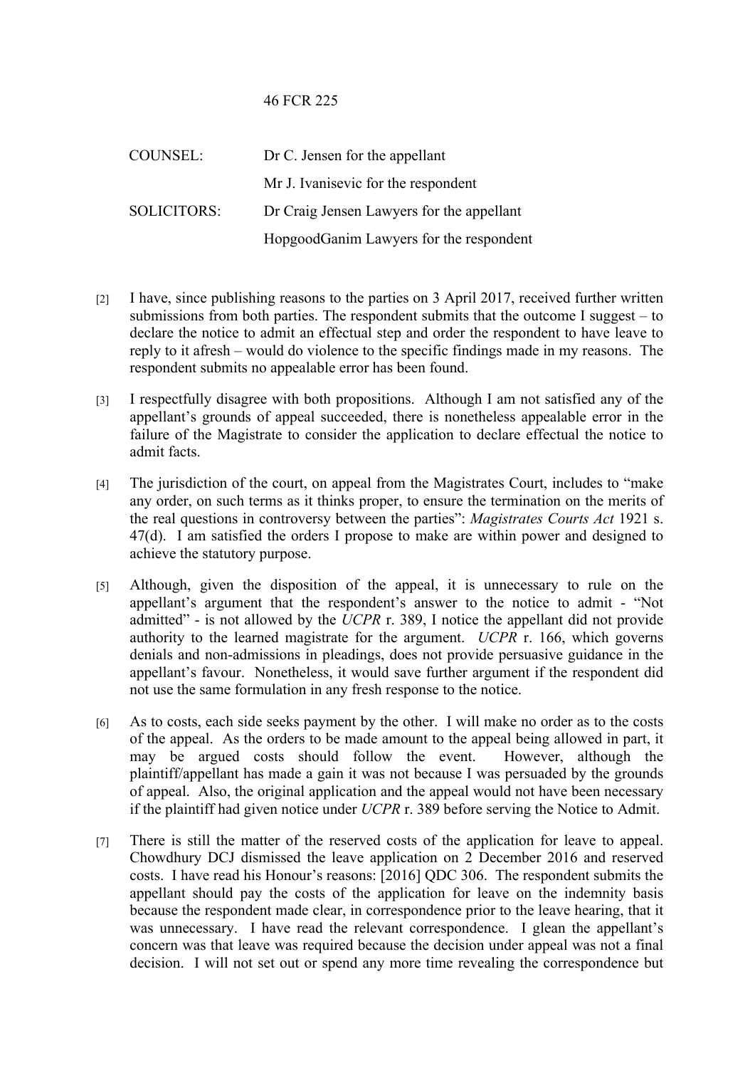46 FCR 225

| | |
|---|---|
| COUNSEL: | Dr C. Jensen for the appellant |
| | Mr J. Ivanisevic for the respondent |
| SOLICITORS: | Dr Craig Jensen Lawyers for the appellant |
| | HopgoodGanim Lawyers for the respondent |

[2] I have, since publishing reasons to the parties on 3 April 2017, received further written submissions from both parties. The respondent submits that the outcome I suggest – to declare the notice to admit an effectual step and order the respondent to have leave to reply to it afresh – would do violence to the specific findings made in my reasons. The respondent submits no appealable error has been found.

[3] I respectfully disagree with both propositions. Although I am not satisfied any of the appellant's grounds of appeal succeeded, there is nonetheless appealable error in the failure of the Magistrate to consider the application to declare effectual the notice to admit facts.

[4] The jurisdiction of the court, on appeal from the Magistrates Court, includes to "make any order, on such terms as it thinks proper, to ensure the termination on the merits of the real questions in controversy between the parties": *Magistrates Courts Act* 1921 s. 47(d). I am satisfied the orders I propose to make are within power and designed to achieve the statutory purpose.

[5] Although, given the disposition of the appeal, it is unnecessary to rule on the appellant's argument that the respondent's answer to the notice to admit - "Not admitted" - is not allowed by the *UCPR* r. 389, I notice the appellant did not provide authority to the learned magistrate for the argument. *UCPR* r. 166, which governs denials and non-admissions in pleadings, does not provide persuasive guidance in the appellant's favour. Nonetheless, it would save further argument if the respondent did not use the same formulation in any fresh response to the notice.

[6] As to costs, each side seeks payment by the other. I will make no order as to the costs of the appeal. As the orders to be made amount to the appeal being allowed in part, it may be argued costs should follow the event. However, although the plaintiff/appellant has made a gain it was not because I was persuaded by the grounds of appeal. Also, the original application and the appeal would not have been necessary if the plaintiff had given notice under *UCPR* r. 389 before serving the Notice to Admit.

[7] There is still the matter of the reserved costs of the application for leave to appeal. Chowdhury DCJ dismissed the leave application on 2 December 2016 and reserved costs. I have read his Honour's reasons: [2016] QDC 306. The respondent submits the appellant should pay the costs of the application for leave on the indemnity basis because the respondent made clear, in correspondence prior to the leave hearing, that it was unnecessary. I have read the relevant correspondence. I glean the appellant's concern was that leave was required because the decision under appeal was not a final decision. I will not set out or spend any more time revealing the correspondence but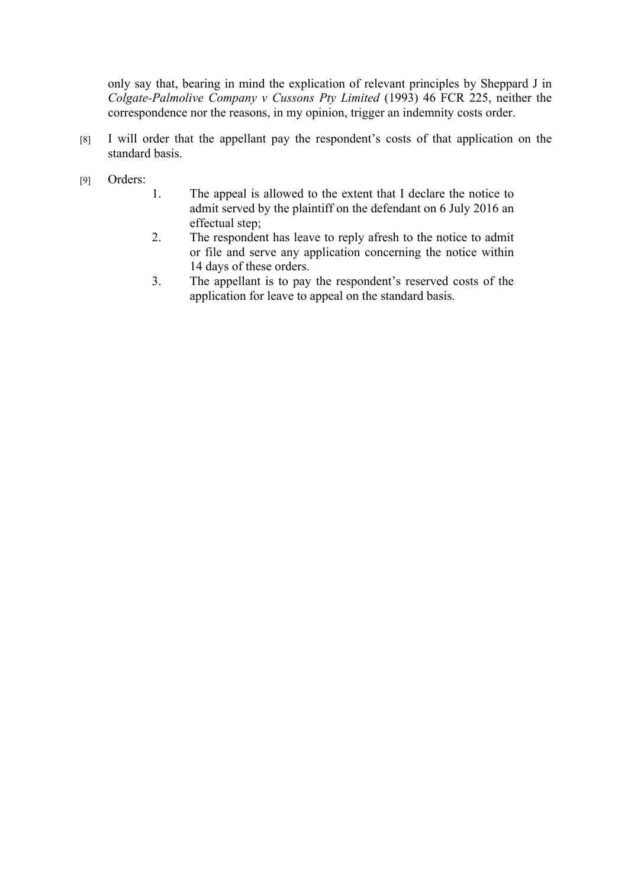only say that, bearing in mind the explication of relevant principles by Sheppard J in *Colgate-Palmolive Company v Cussons Pty Limited* (1993) 46 FCR 225, neither the correspondence nor the reasons, in my opinion, trigger an indemnity costs order.

[8] I will order that the appellant pay the respondent's costs of that application on the standard basis.

[9] Orders:

1. The appeal is allowed to the extent that I declare the notice to admit served by the plaintiff on the defendant on 6 July 2016 an effectual step;
2. The respondent has leave to reply afresh to the notice to admit or file and serve any application concerning the notice within 14 days of these orders.
3. The appellant is to pay the respondent's reserved costs of the application for leave to appeal on the standard basis.